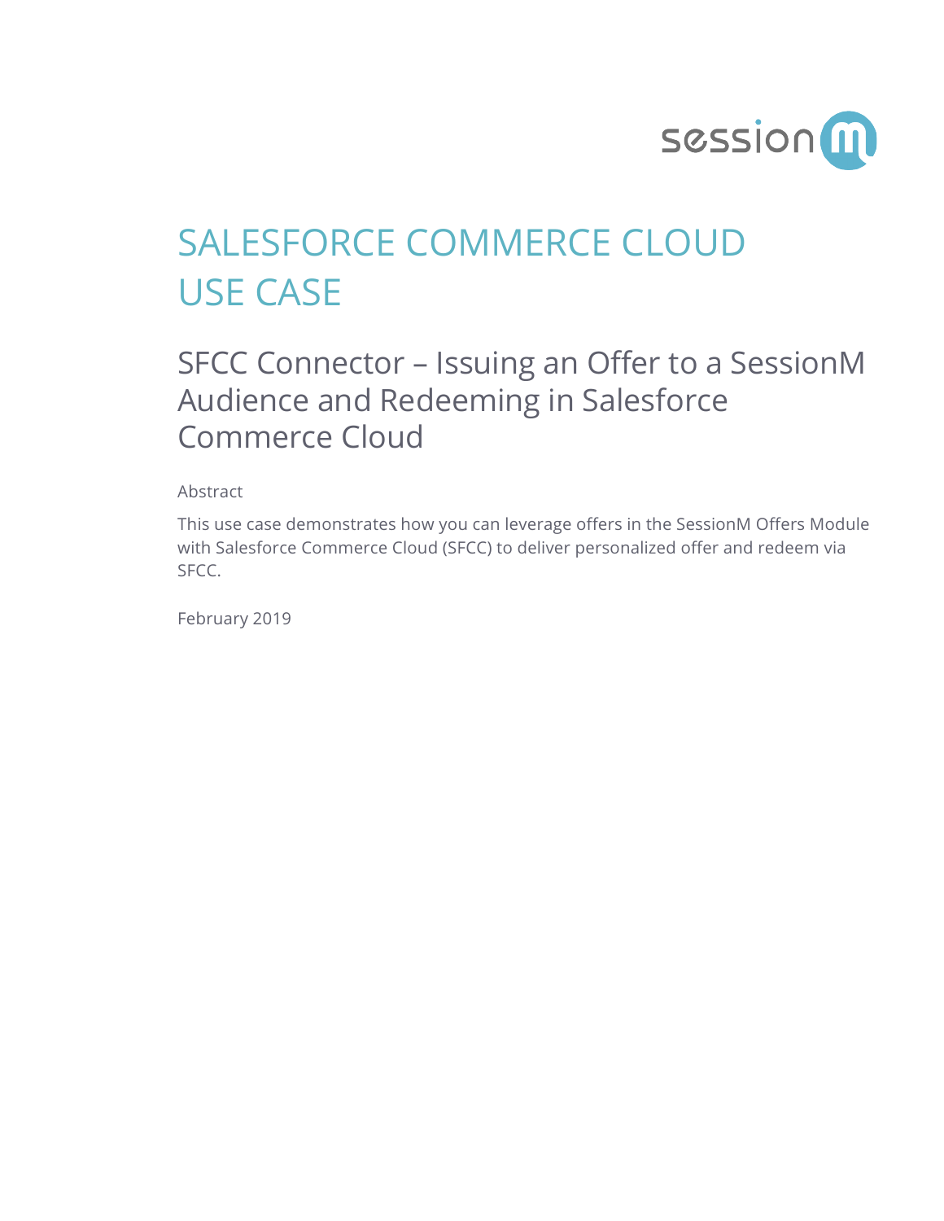# SALESFORCE COMMERCE CLOUD USE CASE

## SFCC Connector – Issuing an Offer to a SessionM Audience and Redeeming in Salesforce Commerce Cloud

Abstract

This use case demonstrates how you can leverage offers in the SessionM Offers Module with Salesforce Commerce Cloud (SFCC) to deliver personalized offer and redeem via SFCC.

February 2019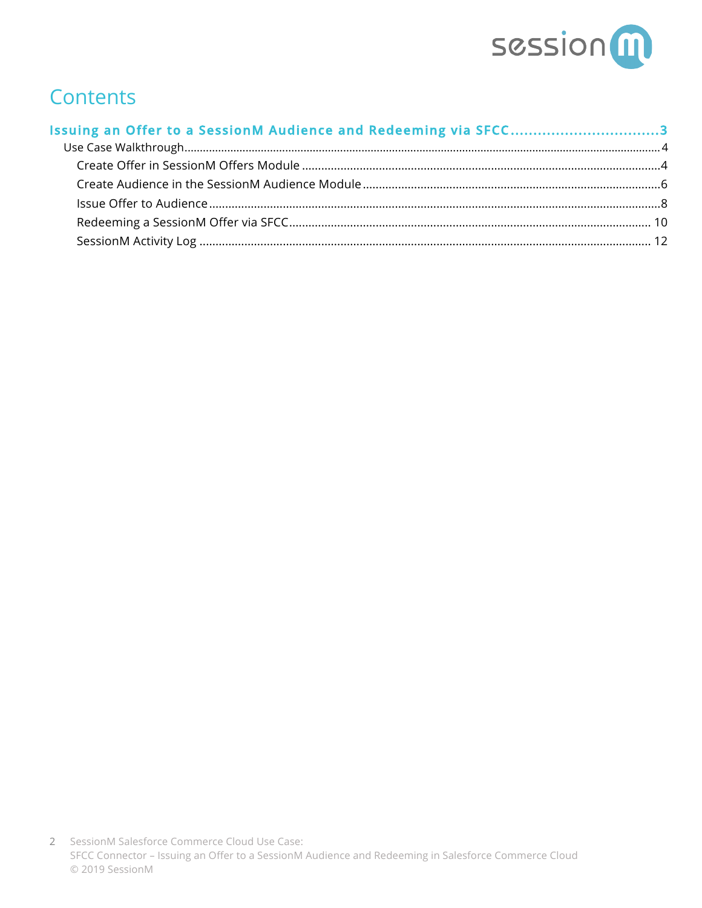# Contents

**Issuing an Offer to a SessionM Audience and Redeeming via SFCC ................................3**

- Use Case Walkthrough.......................................................................................................4
  - Create Offer in SessionM Offers Module ..............................................................................4
  - Create Audience in the SessionM Audience Module .............................................................6
  - Issue Offer to Audience.......................................................................................................8
  - Redeeming a SessionM Offer via SFCC............................................................................. 10
  - SessionM Activity Log ...................................................................................................... 12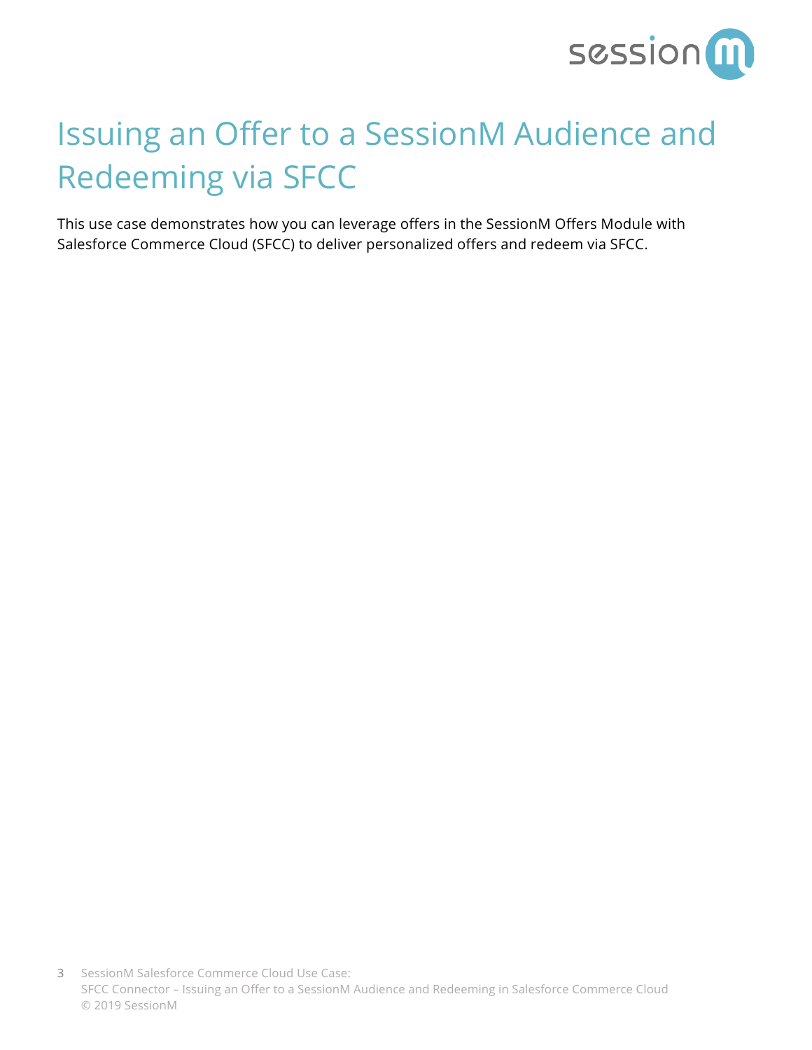# Issuing an Offer to a SessionM Audience and Redeeming via SFCC

This use case demonstrates how you can leverage offers in the SessionM Offers Module with Salesforce Commerce Cloud (SFCC) to deliver personalized offers and redeem via SFCC.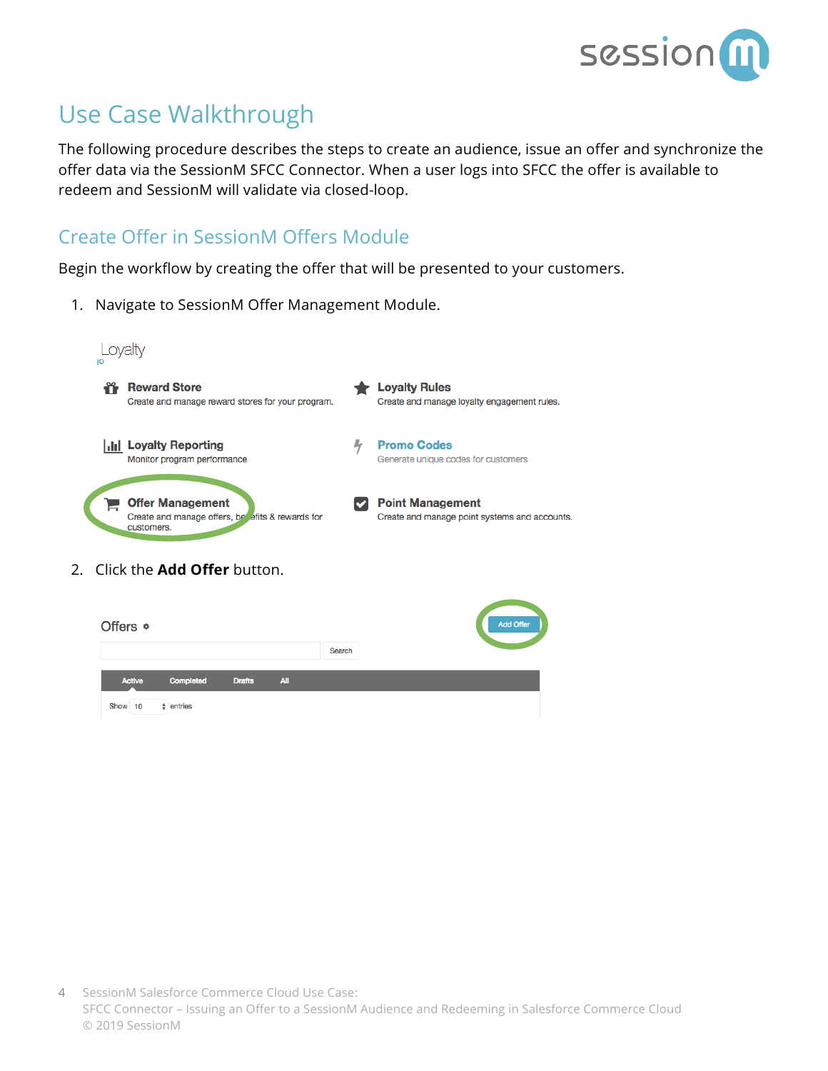# Use Case Walkthrough

The following procedure describes the steps to create an audience, issue an offer and synchronize the offer data via the SessionM SFCC Connector. When a user logs into SFCC the offer is available to redeem and SessionM will validate via closed-loop.

## Create Offer in SessionM Offers Module

Begin the workflow by creating the offer that will be presented to your customers.

1. Navigate to SessionM Offer Management Module.

2. Click the **Add Offer** button.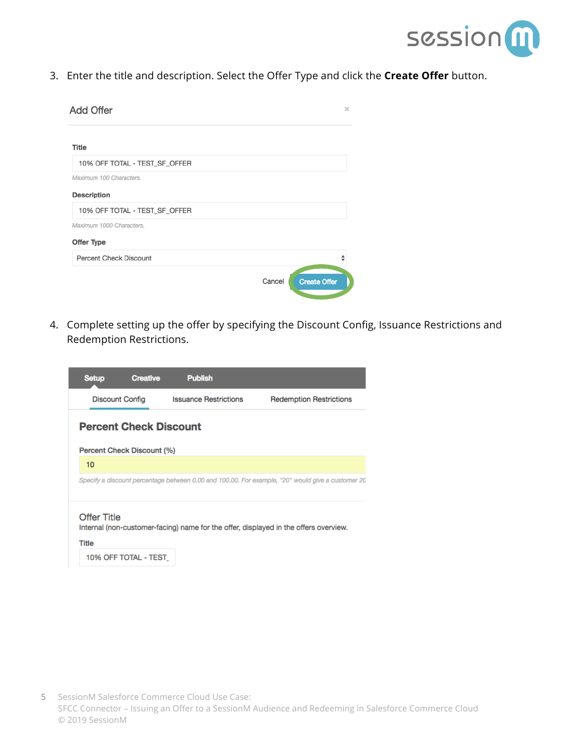3. Enter the title and description. Select the Offer Type and click the **Create Offer** button.

Add Offer

Title

10% OFF TOTAL - TEST_SF_OFFER

*Maximum 100 Characters.*

Description

10% OFF TOTAL - TEST_SF_OFFER

*Maximum 1000 Characters.*

Offer Type

Percent Check Discount

Cancel Create Offer

4. Complete setting up the offer by specifying the Discount Config, Issuance Restrictions and Redemption Restrictions.

Setup Creative Publish

Discount Config Issuance Restrictions Redemption Restrictions

**Percent Check Discount**

Percent Check Discount (%)

10

*Specify a discount percentage between 0.00 and 100.00. For example, "20" would give a customer 20*

Offer Title

Internal (non-customer-facing) name for the offer, displayed in the offers overview.

Title

10% OFF TOTAL - TEST_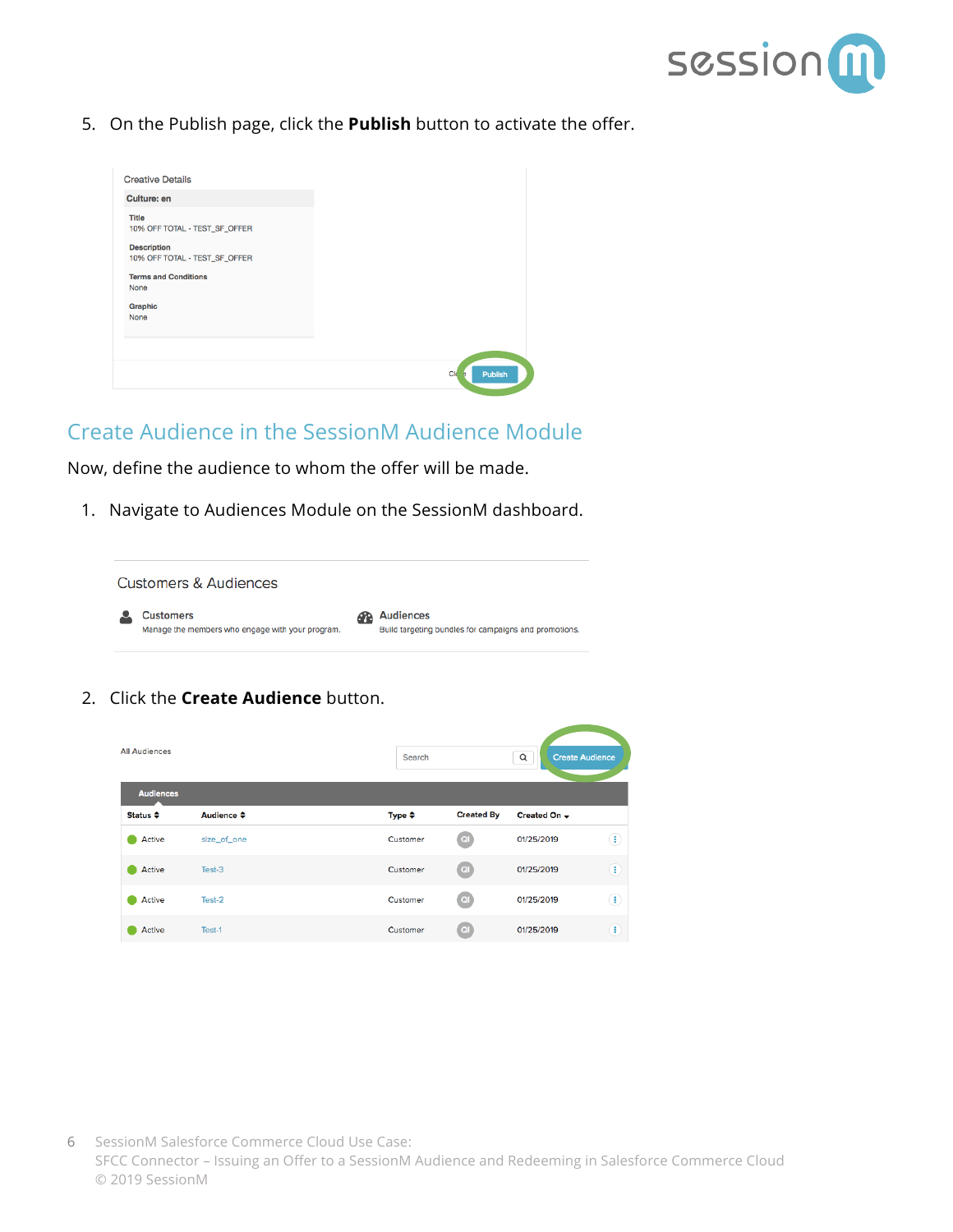5. On the Publish page, click the **Publish** button to activate the offer.

## Create Audience in the SessionM Audience Module

Now, define the audience to whom the offer will be made.

1. Navigate to Audiences Module on the SessionM dashboard.

2. Click the **Create Audience** button.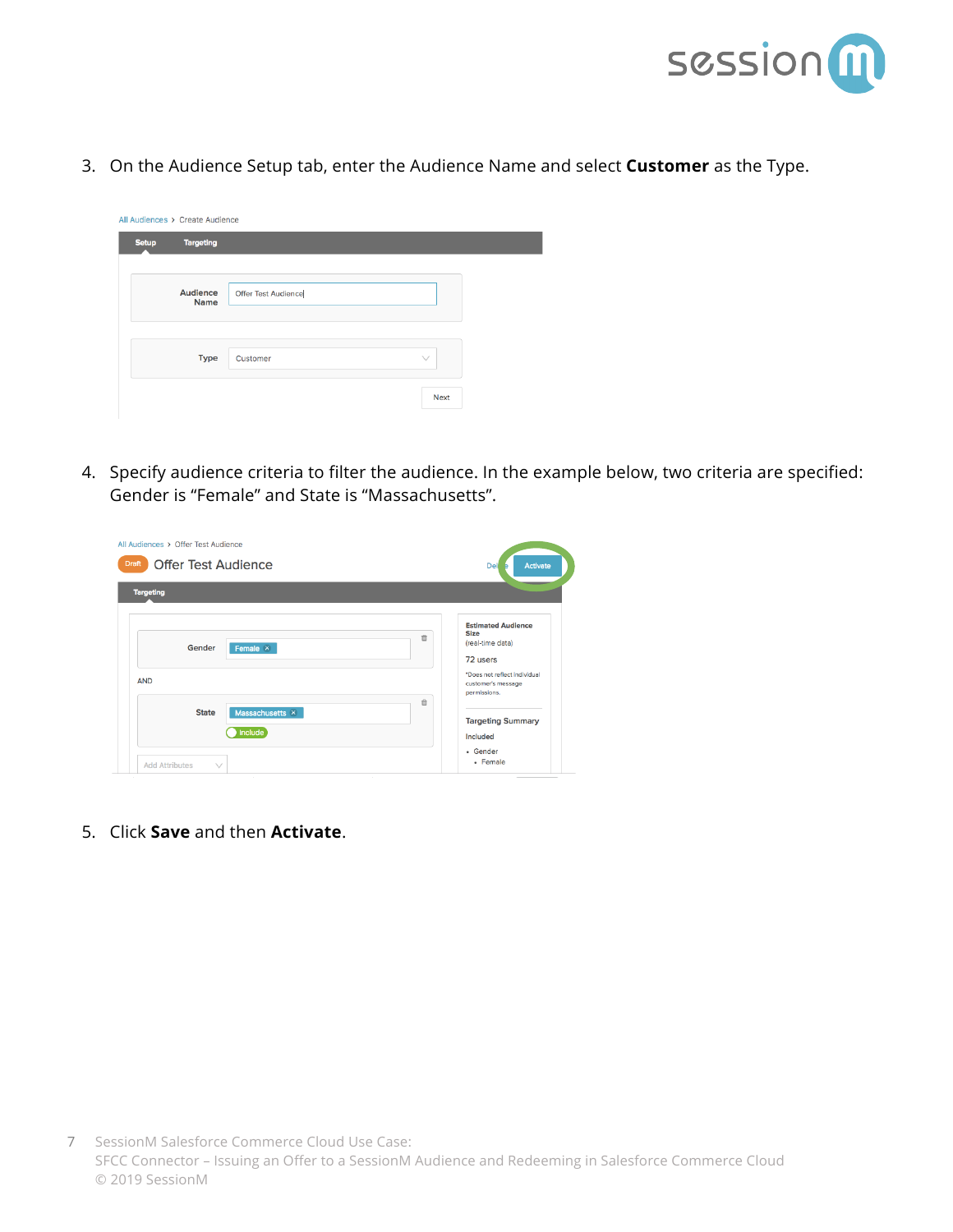3. On the Audience Setup tab, enter the Audience Name and select **Customer** as the Type.

4. Specify audience criteria to filter the audience. In the example below, two criteria are specified: Gender is “Female” and State is “Massachusetts”.

5. Click **Save** and then **Activate**.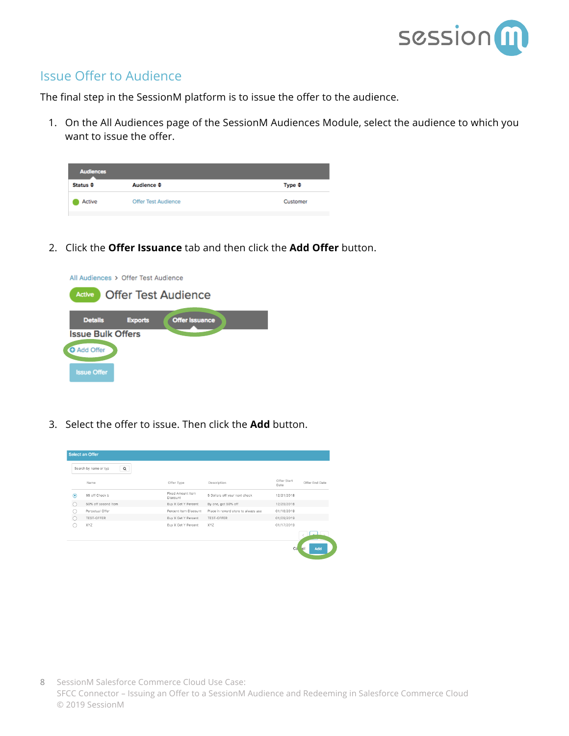## Issue Offer to Audience

The final step in the SessionM platform is to issue the offer to the audience.

1. On the All Audiences page of the SessionM Audiences Module, select the audience to which you want to issue the offer.

2. Click the **Offer Issuance** tab and then click the **Add Offer** button.

3. Select the offer to issue. Then click the **Add** button.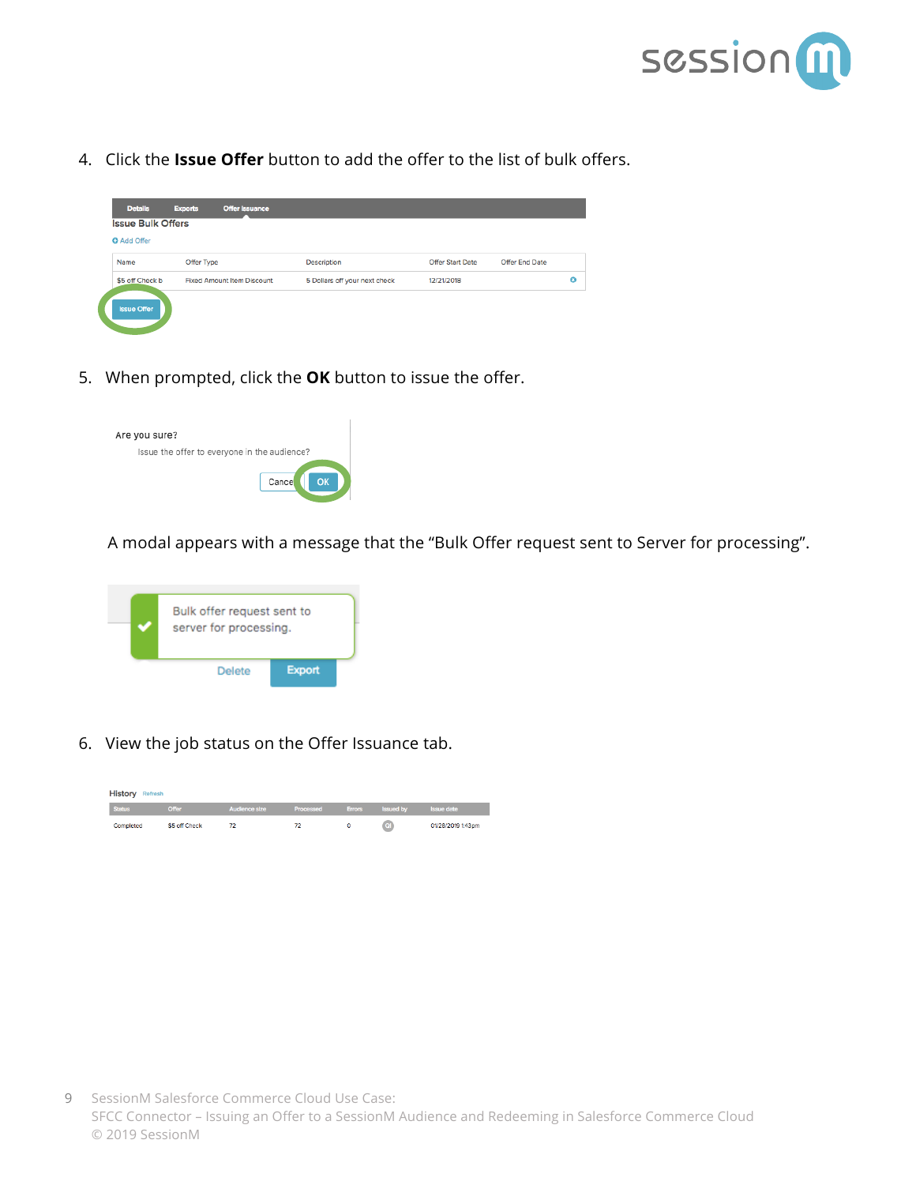4. Click the **Issue Offer** button to add the offer to the list of bulk offers.

5. When prompted, click the **OK** button to issue the offer.

A modal appears with a message that the "Bulk Offer request sent to Server for processing".

6. View the job status on the Offer Issuance tab.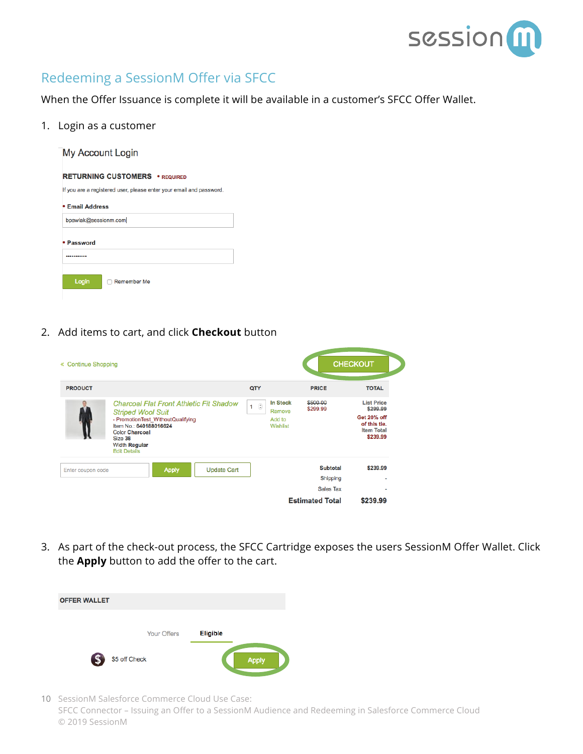## Redeeming a SessionM Offer via SFCC

When the Offer Issuance is complete it will be available in a customer's SFCC Offer Wallet.

1. Login as a customer

My Account Login

RETURNING CUSTOMERS • REQUIRED

If you are a registered user, please enter your email and password.

• Email Address

bpawlak@sessionm.com

• Password

Login  Remember Me

2. Add items to cart, and click **Checkout** button

« Continue Shopping  CHECKOUT

| PRODUCT | QTY | | PRICE | TOTAL |
|---|---|---|---|---|
| Charcoal Flat Front Athletic Fit Shadow Striped Wool Suit - PromotionTest_WithoutQualifying Item No.: 640188016624 Color Charcoal Size 38 Width Regular Edit Details | 1 | In Stock Remove Add to Wishlist | ~~$500.00~~ $299.99 | List Price ~~$299.99~~ Get 20% off of this tie. Item Total $239.99 |

Enter coupon code  Apply  Update Cart

| | |
|---|---|
| Subtotal | $239.99 |
| Shipping | - |
| Sales Tax | - |
| **Estimated Total** | **$239.99** |

3. As part of the check-out process, the SFCC Cartridge exposes the users SessionM Offer Wallet. Click the **Apply** button to add the offer to the cart.

OFFER WALLET

Your Offers  Eligible

$5 off Check  Apply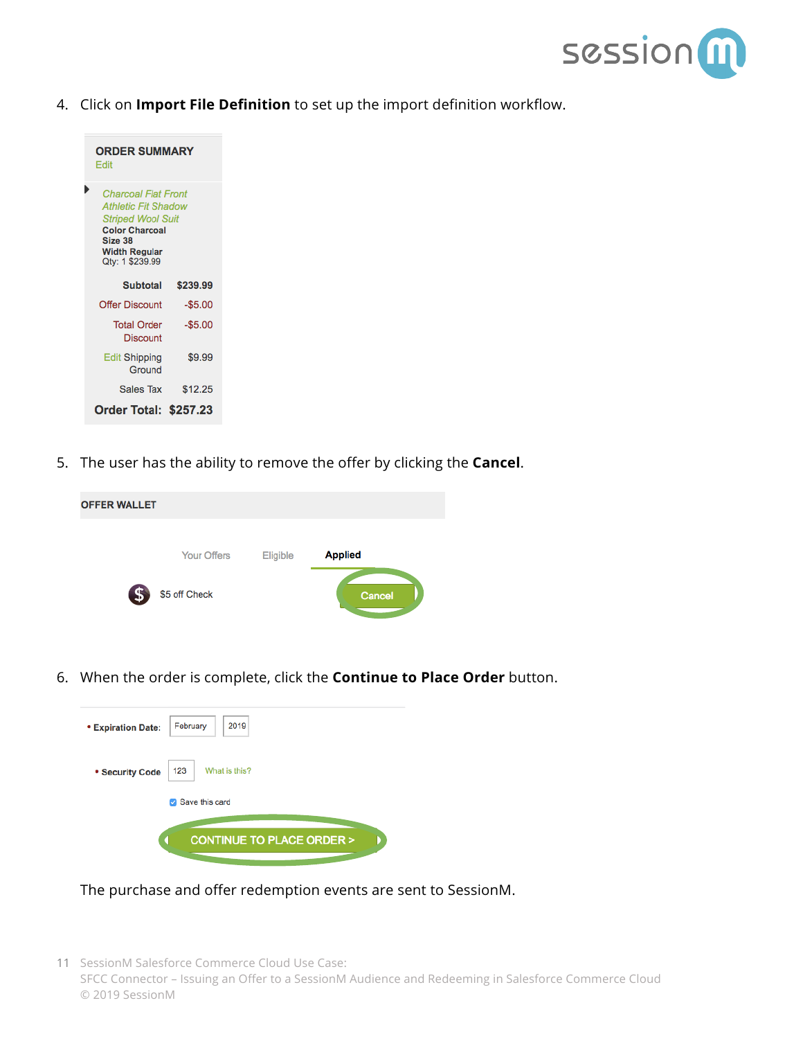4. Click on **Import File Definition** to set up the import definition workflow.

**ORDER SUMMARY**
Edit

*Charcoal Flat Front Athletic Fit Shadow Striped Wool Suit*
**Color** Charcoal
**Size** 38
**Width** Regular
Qty: 1 $239.99

| | |
|---|---|
| **Subtotal** | **$239.99** |
| Offer Discount | -$5.00 |
| Total Order Discount | -$5.00 |
| Edit Shipping Ground | $9.99 |
| Sales Tax | $12.25 |
| **Order Total:** | **$257.23** |

5. The user has the ability to remove the offer by clicking the **Cancel**.

**OFFER WALLET**

Your Offers | Eligible | **Applied**

$5 off Check — Cancel

6. When the order is complete, click the **Continue to Place Order** button.

• **Expiration Date:** February 2019

• **Security Code** 123 What is this?

☑ Save this card

CONTINUE TO PLACE ORDER >

The purchase and offer redemption events are sent to SessionM.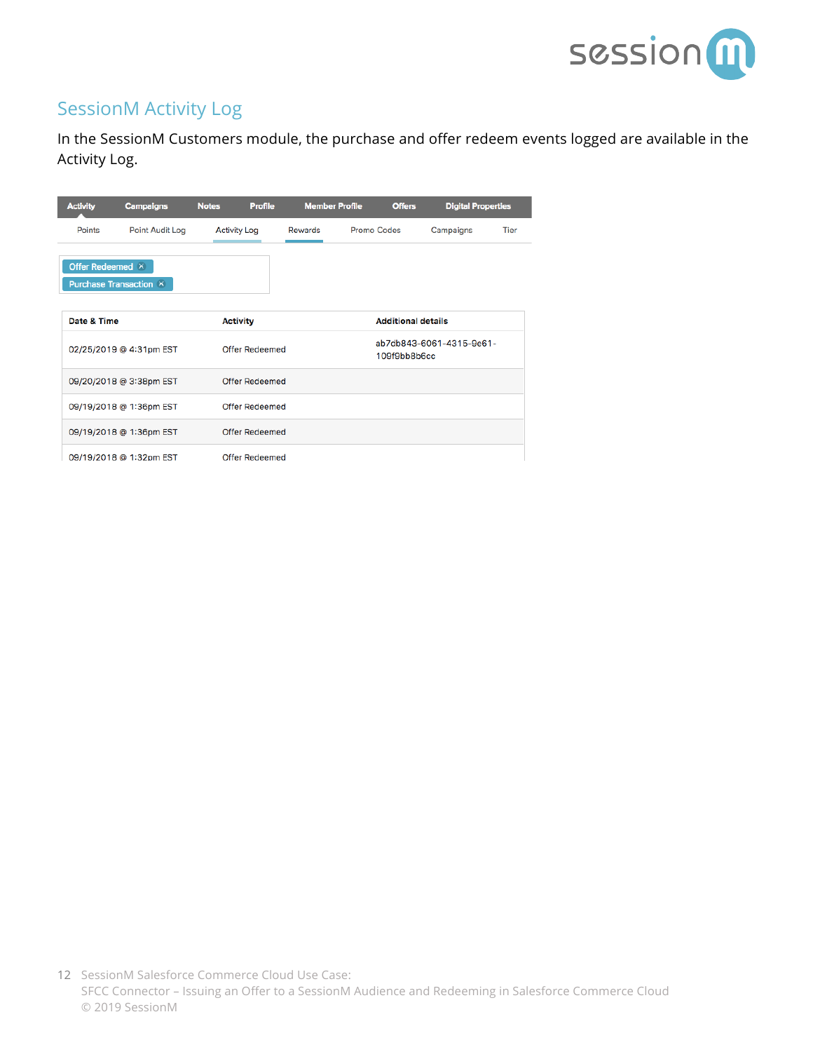## SessionM Activity Log

In the SessionM Customers module, the purchase and offer redeem events logged are available in the Activity Log.

Activity | Campaigns | Notes | Profile | Member Profile | Offers | Digital Properties

Points | Point Audit Log | Activity Log | Rewards | Promo Codes | Campaigns | Tier

Offer Redeemed ×

Purchase Transaction ×

| Date & Time | Activity | Additional details |
| --- | --- | --- |
| 02/25/2019 @ 4:31pm EST | Offer Redeemed | ab7db843-6061-4315-9e61-109f9bb8b6cc |
| 09/20/2018 @ 3:38pm EST | Offer Redeemed | |
| 09/19/2018 @ 1:36pm EST | Offer Redeemed | |
| 09/19/2018 @ 1:36pm EST | Offer Redeemed | |
| 09/19/2018 @ 1:32pm EST | Offer Redeemed | |